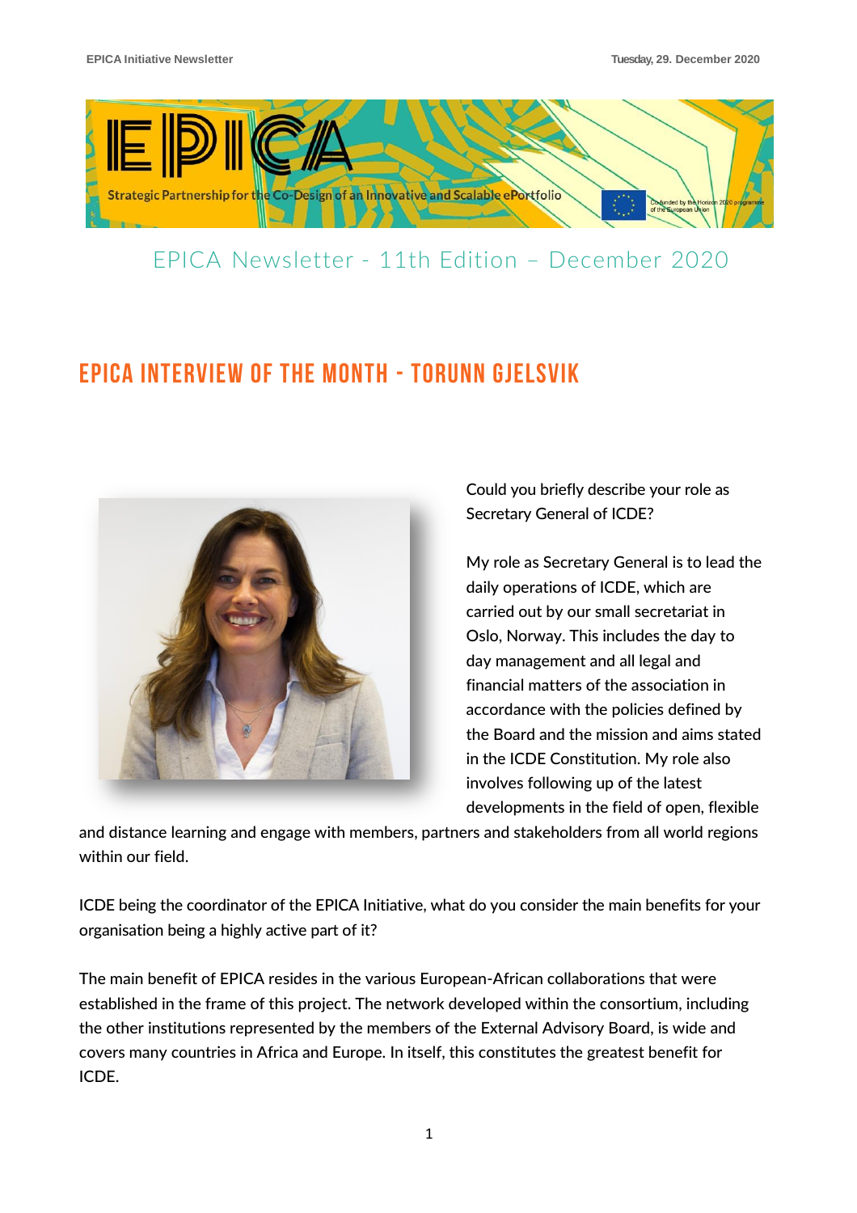EPICA Newsletter - 11th Edition – December 2020

## EPICA INTERVIEW OF THE MONTH - TORUNN GJELSVIK

Could you briefly describe your role as Secretary General of ICDE?

My role as Secretary General is to lead the daily operations of ICDE, which are carried out by our small secretariat in Oslo, Norway. This includes the day to day management and all legal and financial matters of the association in accordance with the policies defined by the Board and the mission and aims stated in the ICDE Constitution. My role also involves following up of the latest developments in the field of open, flexible and distance learning and engage with members, partners and stakeholders from all world regions within our field.

ICDE being the coordinator of the EPICA Initiative, what do you consider the main benefits for your organisation being a highly active part of it?

The main benefit of EPICA resides in the various European-African collaborations that were established in the frame of this project. The network developed within the consortium, including the other institutions represented by the members of the External Advisory Board, is wide and covers many countries in Africa and Europe. In itself, this constitutes the greatest benefit for ICDE.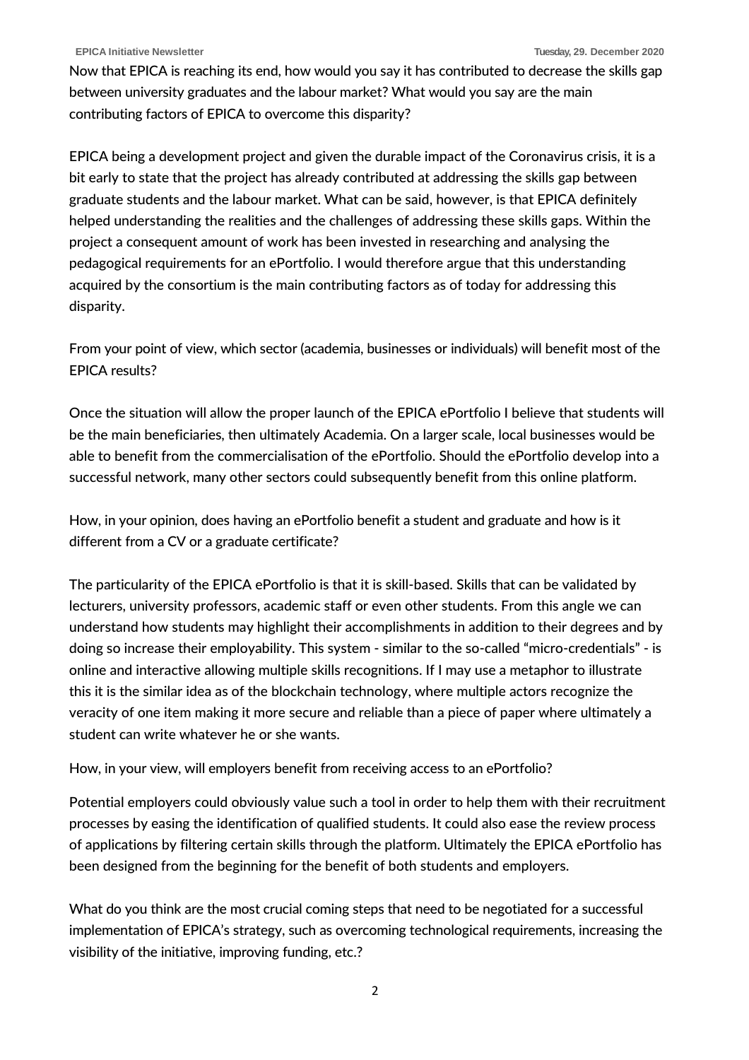Now that EPICA is reaching its end, how would you say it has contributed to decrease the skills gap between university graduates and the labour market? What would you say are the main contributing factors of EPICA to overcome this disparity?

EPICA being a development project and given the durable impact of the Coronavirus crisis, it is a bit early to state that the project has already contributed at addressing the skills gap between graduate students and the labour market. What can be said, however, is that EPICA definitely helped understanding the realities and the challenges of addressing these skills gaps. Within the project a consequent amount of work has been invested in researching and analysing the pedagogical requirements for an ePortfolio. I would therefore argue that this understanding acquired by the consortium is the main contributing factors as of today for addressing this disparity.

From your point of view, which sector (academia, businesses or individuals) will benefit most of the EPICA results?

Once the situation will allow the proper launch of the EPICA ePortfolio I believe that students will be the main beneficiaries, then ultimately Academia. On a larger scale, local businesses would be able to benefit from the commercialisation of the ePortfolio. Should the ePortfolio develop into a successful network, many other sectors could subsequently benefit from this online platform.

How, in your opinion, does having an ePortfolio benefit a student and graduate and how is it different from a CV or a graduate certificate?

The particularity of the EPICA ePortfolio is that it is skill-based. Skills that can be validated by lecturers, university professors, academic staff or even other students. From this angle we can understand how students may highlight their accomplishments in addition to their degrees and by doing so increase their employability. This system - similar to the so-called "micro-credentials" - is online and interactive allowing multiple skills recognitions. If I may use a metaphor to illustrate this it is the similar idea as of the blockchain technology, where multiple actors recognize the veracity of one item making it more secure and reliable than a piece of paper where ultimately a student can write whatever he or she wants.

How, in your view, will employers benefit from receiving access to an ePortfolio?

Potential employers could obviously value such a tool in order to help them with their recruitment processes by easing the identification of qualified students. It could also ease the review process of applications by filtering certain skills through the platform. Ultimately the EPICA ePortfolio has been designed from the beginning for the benefit of both students and employers.

What do you think are the most crucial coming steps that need to be negotiated for a successful implementation of EPICA's strategy, such as overcoming technological requirements, increasing the visibility of the initiative, improving funding, etc.?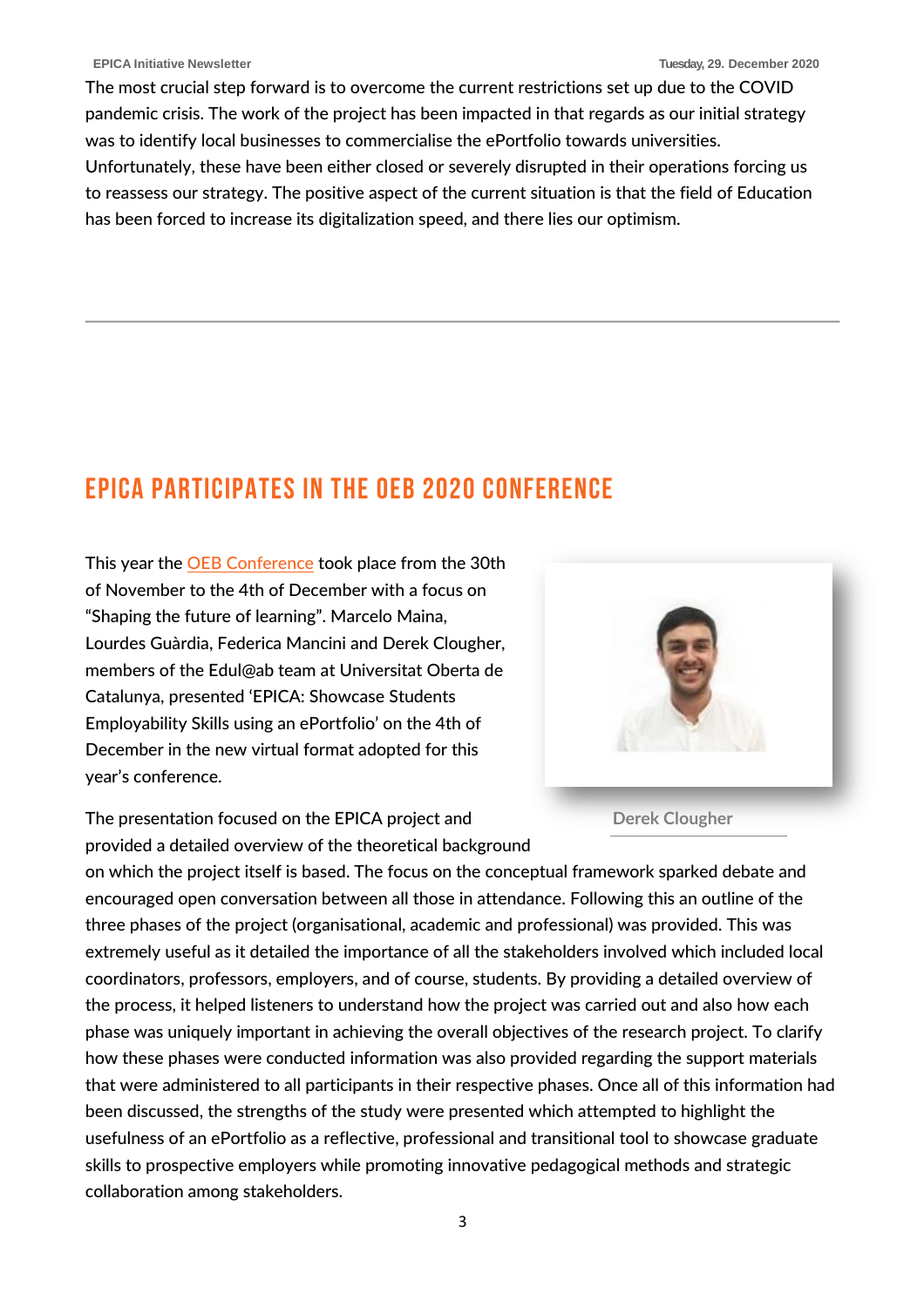The most crucial step forward is to overcome the current restrictions set up due to the COVID pandemic crisis. The work of the project has been impacted in that regards as our initial strategy was to identify local businesses to commercialise the ePortfolio towards universities. Unfortunately, these have been either closed or severely disrupted in their operations forcing us to reassess our strategy. The positive aspect of the current situation is that the field of Education has been forced to increase its digitalization speed, and there lies our optimism.

---

## EPICA PARTICIPATES IN THE OEB 2020 CONFERENCE

This year the OEB Conference took place from the 30th of November to the 4th of December with a focus on "Shaping the future of learning". Marcelo Maina, Lourdes Guàrdia, Federica Mancini and Derek Clougher, members of the Edul@ab team at Universitat Oberta de Catalunya, presented 'EPICA: Showcase Students Employability Skills using an ePortfolio' on the 4th of December in the new virtual format adopted for this year's conference.

Derek Clougher

The presentation focused on the EPICA project and provided a detailed overview of the theoretical background on which the project itself is based. The focus on the conceptual framework sparked debate and encouraged open conversation between all those in attendance. Following this an outline of the three phases of the project (organisational, academic and professional) was provided. This was extremely useful as it detailed the importance of all the stakeholders involved which included local coordinators, professors, employers, and of course, students. By providing a detailed overview of the process, it helped listeners to understand how the project was carried out and also how each phase was uniquely important in achieving the overall objectives of the research project. To clarify how these phases were conducted information was also provided regarding the support materials that were administered to all participants in their respective phases. Once all of this information had been discussed, the strengths of the study were presented which attempted to highlight the usefulness of an ePortfolio as a reflective, professional and transitional tool to showcase graduate skills to prospective employers while promoting innovative pedagogical methods and strategic collaboration among stakeholders.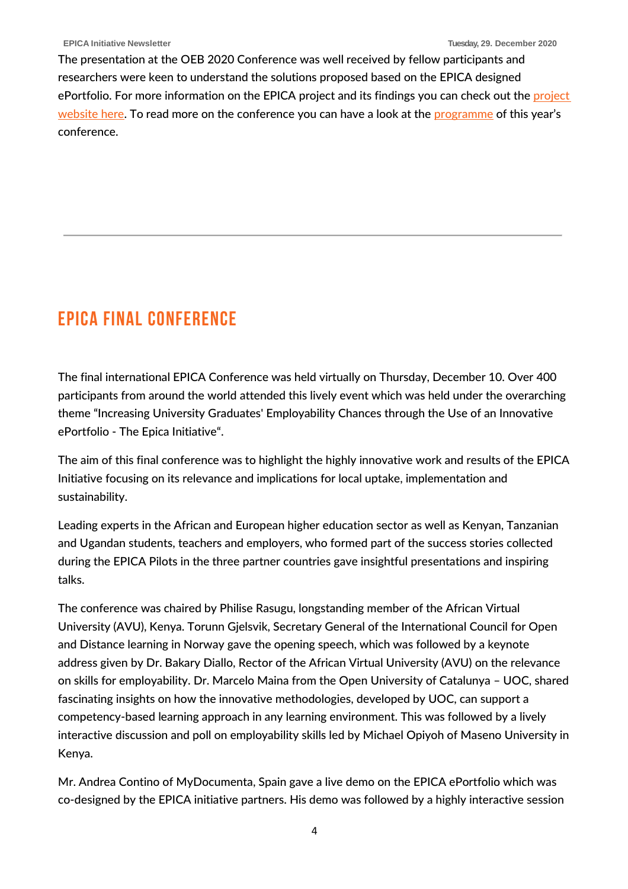The presentation at the OEB 2020 Conference was well received by fellow participants and researchers were keen to understand the solutions proposed based on the EPICA designed ePortfolio. For more information on the EPICA project and its findings you can check out the project website here. To read more on the conference you can have a look at the programme of this year's conference.

---

## EPICA FINAL CONFERENCE

The final international EPICA Conference was held virtually on Thursday, December 10. Over 400 participants from around the world attended this lively event which was held under the overarching theme "Increasing University Graduates' Employability Chances through the Use of an Innovative ePortfolio - The Epica Initiative".

The aim of this final conference was to highlight the highly innovative work and results of the EPICA Initiative focusing on its relevance and implications for local uptake, implementation and sustainability.

Leading experts in the African and European higher education sector as well as Kenyan, Tanzanian and Ugandan students, teachers and employers, who formed part of the success stories collected during the EPICA Pilots in the three partner countries gave insightful presentations and inspiring talks.

The conference was chaired by Philise Rasugu, longstanding member of the African Virtual University (AVU), Kenya. Torunn Gjelsvik, Secretary General of the International Council for Open and Distance learning in Norway gave the opening speech, which was followed by a keynote address given by Dr. Bakary Diallo, Rector of the African Virtual University (AVU) on the relevance on skills for employability. Dr. Marcelo Maina from the Open University of Catalunya – UOC, shared fascinating insights on how the innovative methodologies, developed by UOC, can support a competency-based learning approach in any learning environment. This was followed by a lively interactive discussion and poll on employability skills led by Michael Opiyoh of Maseno University in Kenya.

Mr. Andrea Contino of MyDocumenta, Spain gave a live demo on the EPICA ePortfolio which was co-designed by the EPICA initiative partners. His demo was followed by a highly interactive session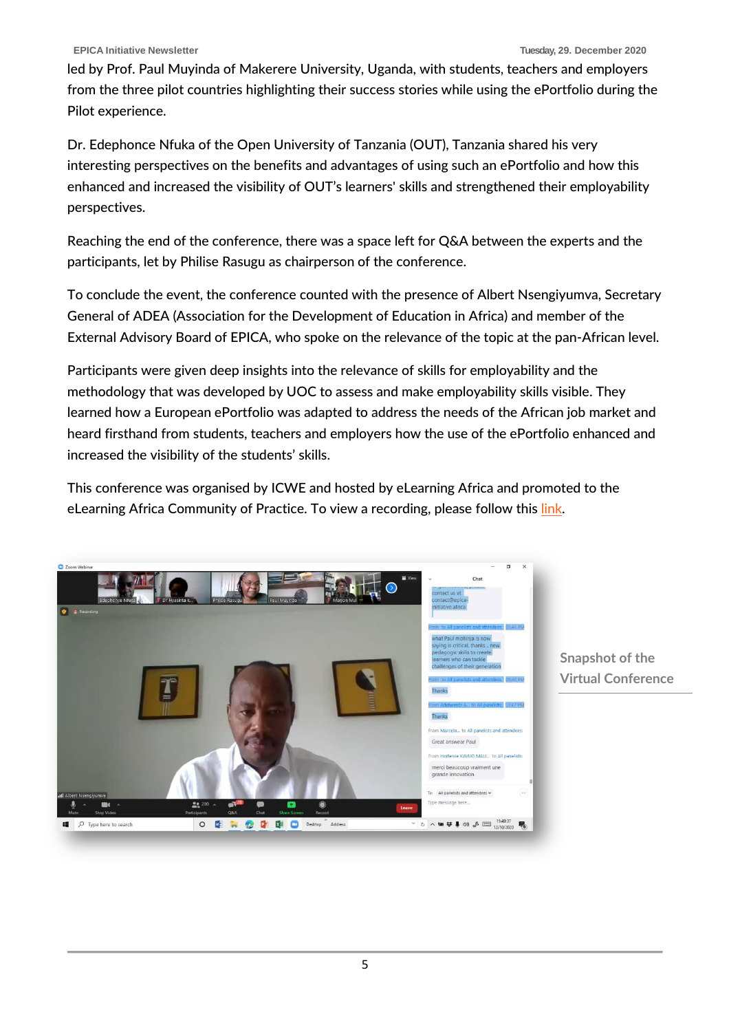led by Prof. Paul Muyinda of Makerere University, Uganda, with students, teachers and employers from the three pilot countries highlighting their success stories while using the ePortfolio during the Pilot experience.

Dr. Edephonce Nfuka of the Open University of Tanzania (OUT), Tanzania shared his very interesting perspectives on the benefits and advantages of using such an ePortfolio and how this enhanced and increased the visibility of OUT's learners' skills and strengthened their employability perspectives.

Reaching the end of the conference, there was a space left for Q&A between the experts and the participants, let by Philise Rasugu as chairperson of the conference.

To conclude the event, the conference counted with the presence of Albert Nsengiyumva, Secretary General of ADEA (Association for the Development of Education in Africa) and member of the External Advisory Board of EPICA, who spoke on the relevance of the topic at the pan-African level.

Participants were given deep insights into the relevance of skills for employability and the methodology that was developed by UOC to assess and make employability skills visible. They learned how a European ePortfolio was adapted to address the needs of the African job market and heard firsthand from students, teachers and employers how the use of the ePortfolio enhanced and increased the visibility of the students' skills.

This conference was organised by ICWE and hosted by eLearning Africa and promoted to the eLearning Africa Community of Practice. To view a recording, please follow this link.

Snapshot of the Virtual Conference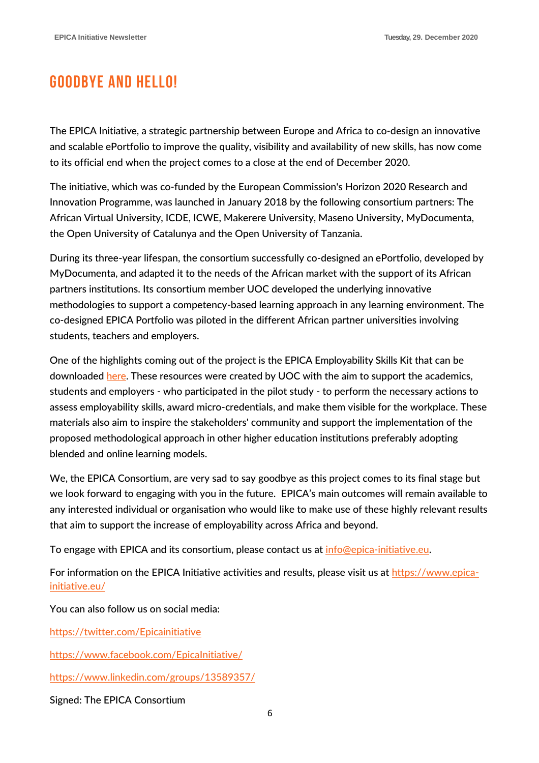# GOODBYE AND HELLO!

The EPICA Initiative, a strategic partnership between Europe and Africa to co-design an innovative and scalable ePortfolio to improve the quality, visibility and availability of new skills, has now come to its official end when the project comes to a close at the end of December 2020.

The initiative, which was co-funded by the European Commission's Horizon 2020 Research and Innovation Programme, was launched in January 2018 by the following consortium partners: The African Virtual University, ICDE, ICWE, Makerere University, Maseno University, MyDocumenta, the Open University of Catalunya and the Open University of Tanzania.

During its three-year lifespan, the consortium successfully co-designed an ePortfolio, developed by MyDocumenta, and adapted it to the needs of the African market with the support of its African partners institutions. Its consortium member UOC developed the underlying innovative methodologies to support a competency-based learning approach in any learning environment. The co-designed EPICA Portfolio was piloted in the different African partner universities involving students, teachers and employers.

One of the highlights coming out of the project is the EPICA Employability Skills Kit that can be downloaded here. These resources were created by UOC with the aim to support the academics, students and employers - who participated in the pilot study - to perform the necessary actions to assess employability skills, award micro-credentials, and make them visible for the workplace. These materials also aim to inspire the stakeholders' community and support the implementation of the proposed methodological approach in other higher education institutions preferably adopting blended and online learning models.

We, the EPICA Consortium, are very sad to say goodbye as this project comes to its final stage but we look forward to engaging with you in the future. EPICA's main outcomes will remain available to any interested individual or organisation who would like to make use of these highly relevant results that aim to support the increase of employability across Africa and beyond.

To engage with EPICA and its consortium, please contact us at info@epica-initiative.eu.

For information on the EPICA Initiative activities and results, please visit us at https://www.epica-initiative.eu/

You can also follow us on social media:

https://twitter.com/Epicainitiative

https://www.facebook.com/EpicaInitiative/

https://www.linkedin.com/groups/13589357/

Signed: The EPICA Consortium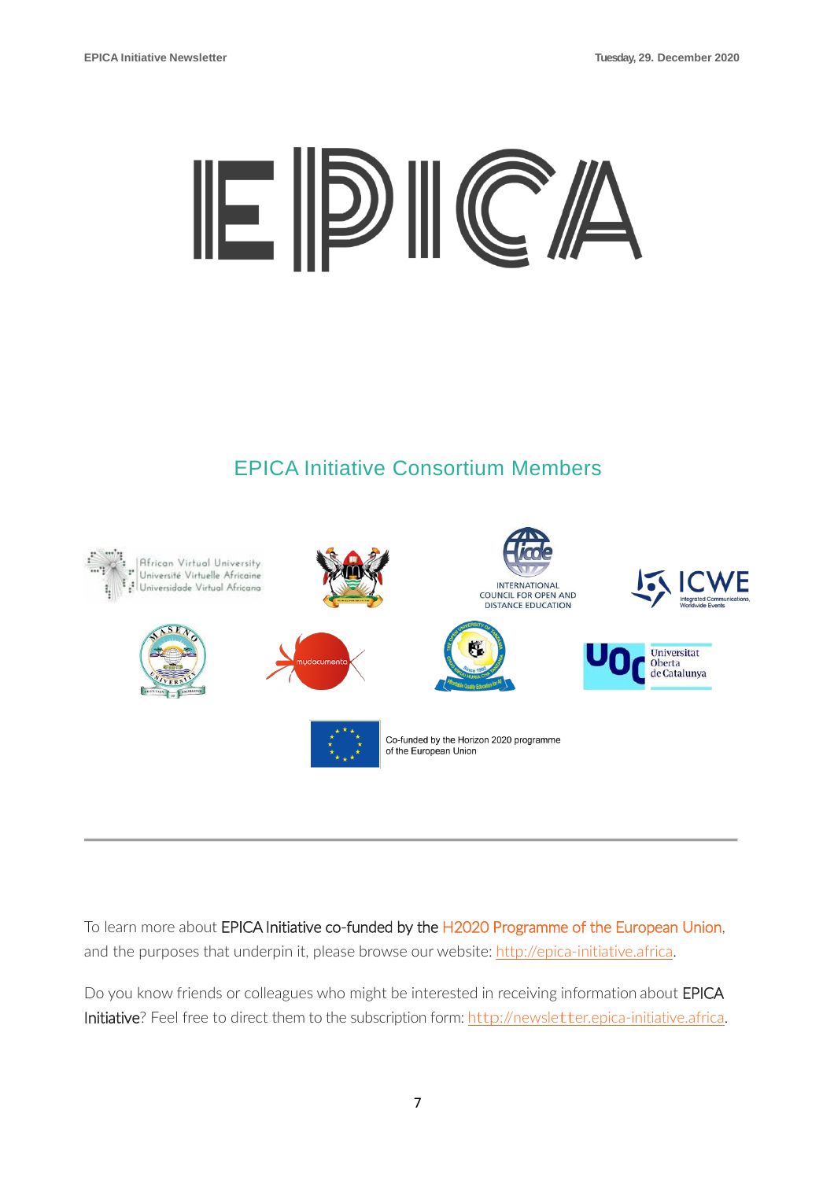# EPICA

## EPICA Initiative Consortium Members

African Virtual University
Université Virtuelle Africaine
Universidade Virtual Africana

INTERNATIONAL COUNCIL FOR OPEN AND DISTANCE EDUCATION

ICWE Integrated Communications, Worldwide Events

mydocumenta

Universitat Oberta de Catalunya

Co-funded by the Horizon 2020 programme of the European Union

---

To learn more about EPICA Initiative co-funded by the H2020 Programme of the European Union, and the purposes that underpin it, please browse our website: http://epica-initiative.africa.

Do you know friends or colleagues who might be interested in receiving information about EPICA Initiative? Feel free to direct them to the subscription form: http://newsletter.epica-initiative.africa.